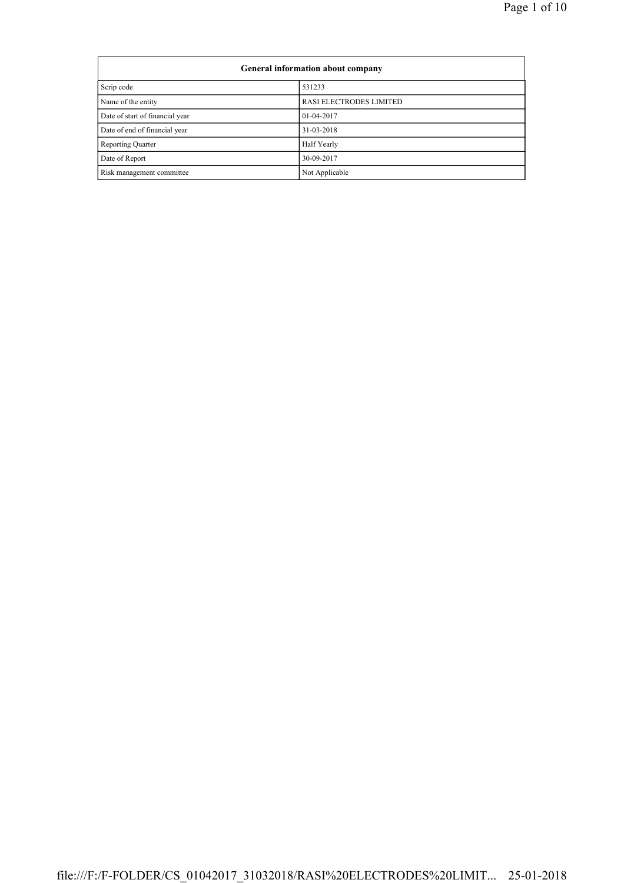| General information about company | |
|---|---|
| Scrip code | 531233 |
| Name of the entity | RASI ELECTRODES LIMITED |
| Date of start of financial year | 01-04-2017 |
| Date of end of financial year | 31-03-2018 |
| Reporting Quarter | Half Yearly |
| Date of Report | 30-09-2017 |
| Risk management committee | Not Applicable |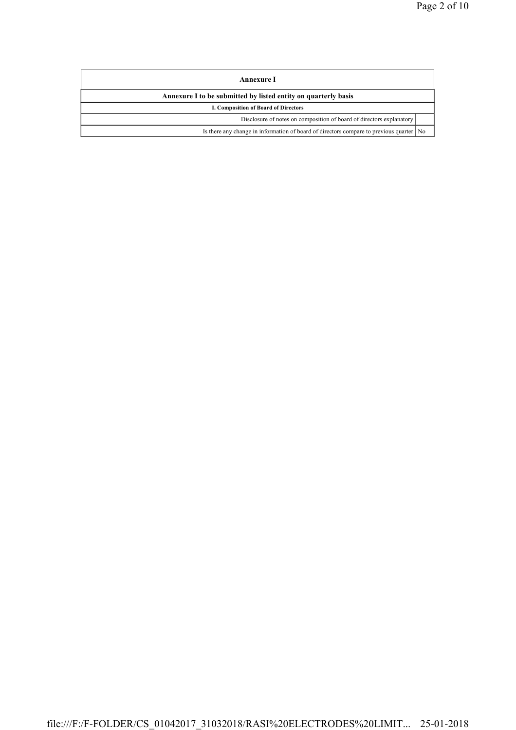| Annexure I | |
| --- | --- |
| Annexure I to be submitted by listed entity on quarterly basis | |
| I. Composition of Board of Directors | |
| Disclosure of notes on composition of board of directors explanatory | |
| Is there any change in information of board of directors compare to previous quarter | No |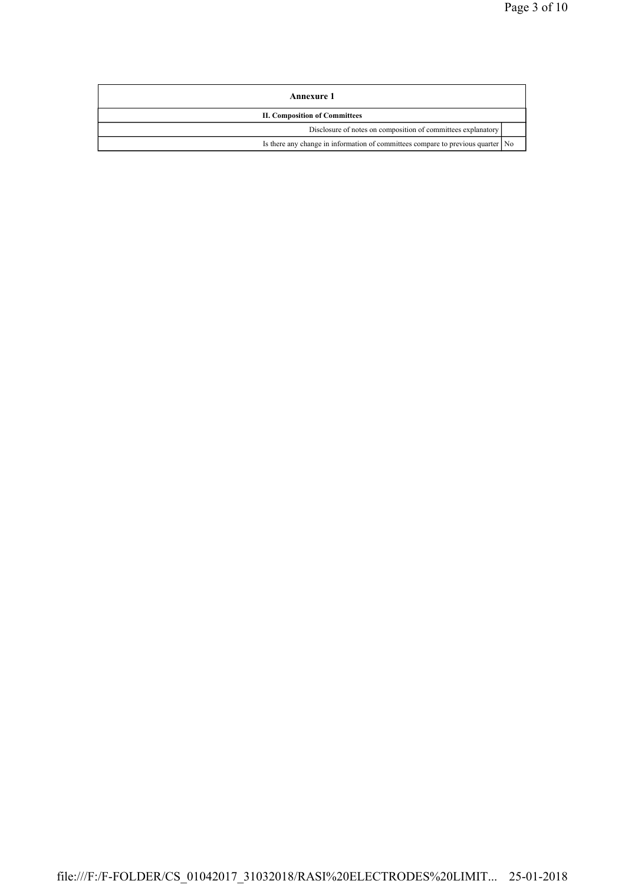| Annexure 1 | |
|---|---|
| **II. Composition of Committees** | |
| Disclosure of notes on composition of committees explanatory | |
| Is there any change in information of committees compare to previous quarter | No |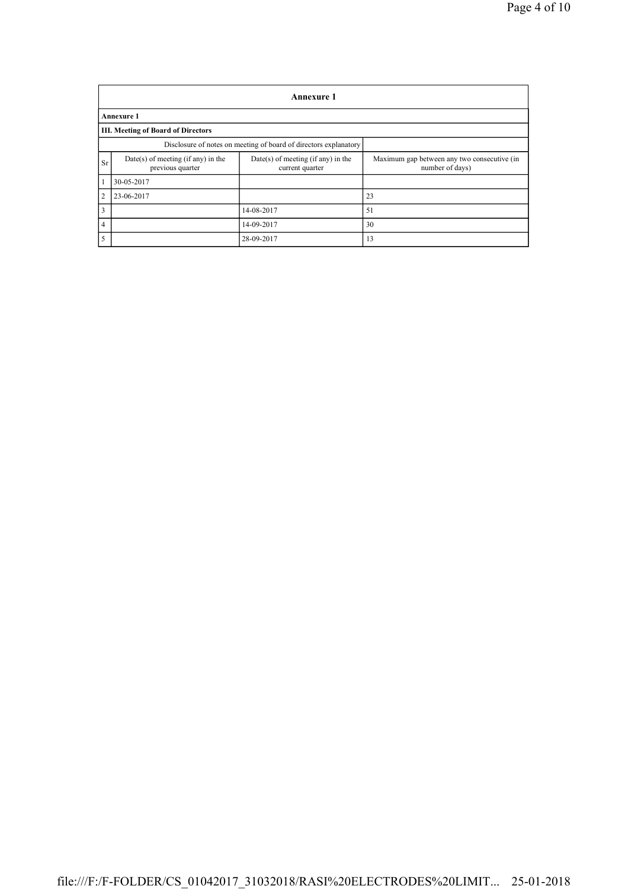| Annexure 1 | | | |
|---|---|---|---|
| **Annexure 1** | | | |
| **III. Meeting of Board of Directors** | | | |
| Disclosure of notes on meeting of board of directors explanatory | | | |
| Sr | Date(s) of meeting (if any) in the previous quarter | Date(s) of meeting (if any) in the current quarter | Maximum gap between any two consecutive (in number of days) |
| 1 | 30-05-2017 | | |
| 2 | 23-06-2017 | | 23 |
| 3 | | 14-08-2017 | 51 |
| 4 | | 14-09-2017 | 30 |
| 5 | | 28-09-2017 | 13 |

file:///F:/F-FOLDER/CS_01042017_31032018/RASI%20ELECTRODES%20LIMIT... 25-01-2018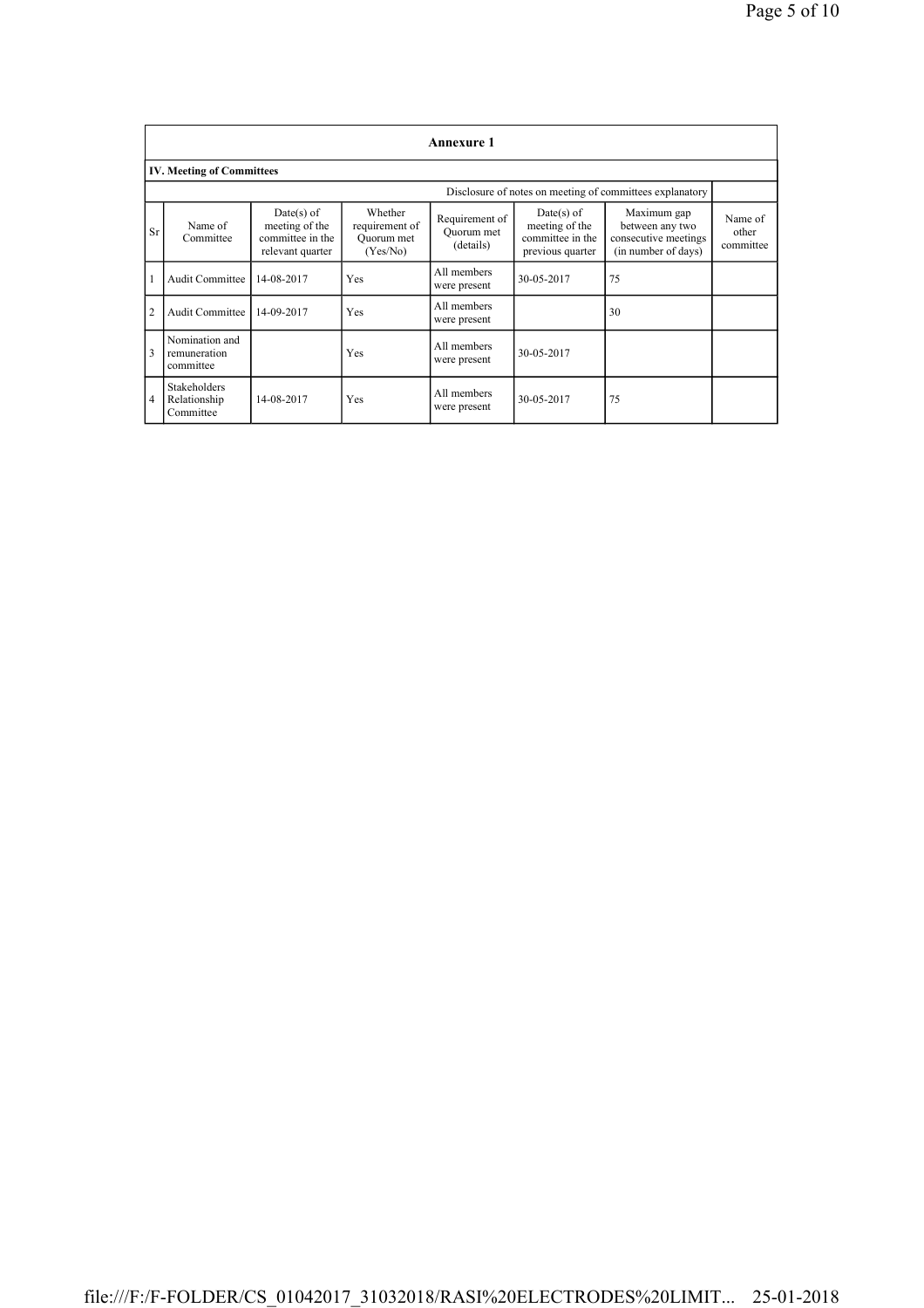**Annexure 1**

**IV. Meeting of Committees**

| | | | | | | | |
|---|---|---|---|---|---|---|---|
| | | | | Disclosure of notes on meeting of committees explanatory | | | |
| Sr | Name of Committee | Date(s) of meeting of the committee in the relevant quarter | Whether requirement of Quorum met (Yes/No) | Requirement of Quorum met (details) | Date(s) of meeting of the committee in the previous quarter | Maximum gap between any two consecutive meetings (in number of days) | Name of other committee |
| 1 | Audit Committee | 14-08-2017 | Yes | All members were present | 30-05-2017 | 75 | |
| 2 | Audit Committee | 14-09-2017 | Yes | All members were present | | 30 | |
| 3 | Nomination and remuneration committee | | Yes | All members were present | 30-05-2017 | | |
| 4 | Stakeholders Relationship Committee | 14-08-2017 | Yes | All members were present | 30-05-2017 | 75 | |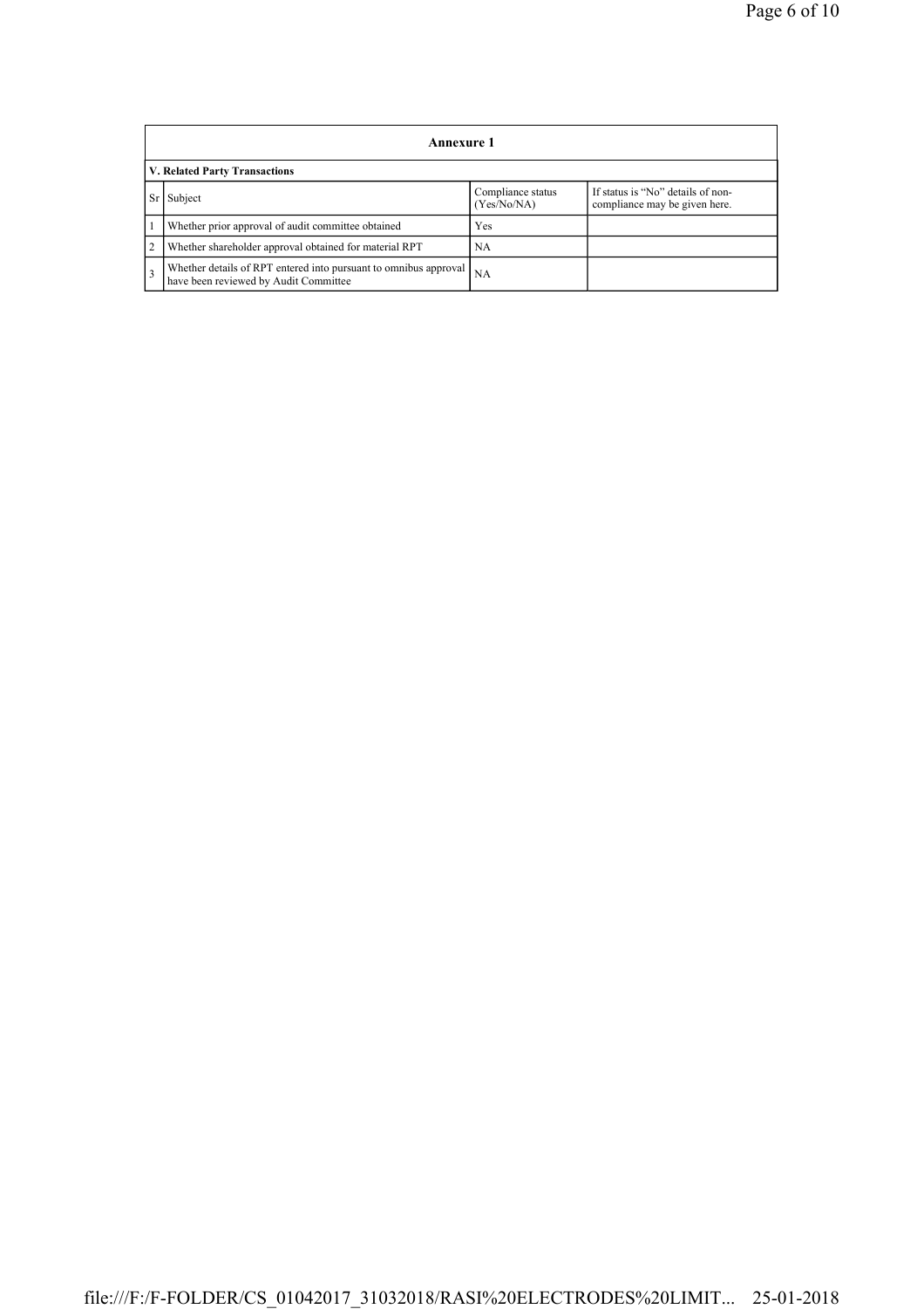## Annexure 1

### V. Related Party Transactions

| Sr | Subject | Compliance status (Yes/No/NA) | If status is "No" details of non-compliance may be given here. |
|---|---|---|---|
| 1 | Whether prior approval of audit committee obtained | Yes | |
| 2 | Whether shareholder approval obtained for material RPT | NA | |
| 3 | Whether details of RPT entered into pursuant to omnibus approval have been reviewed by Audit Committee | NA | |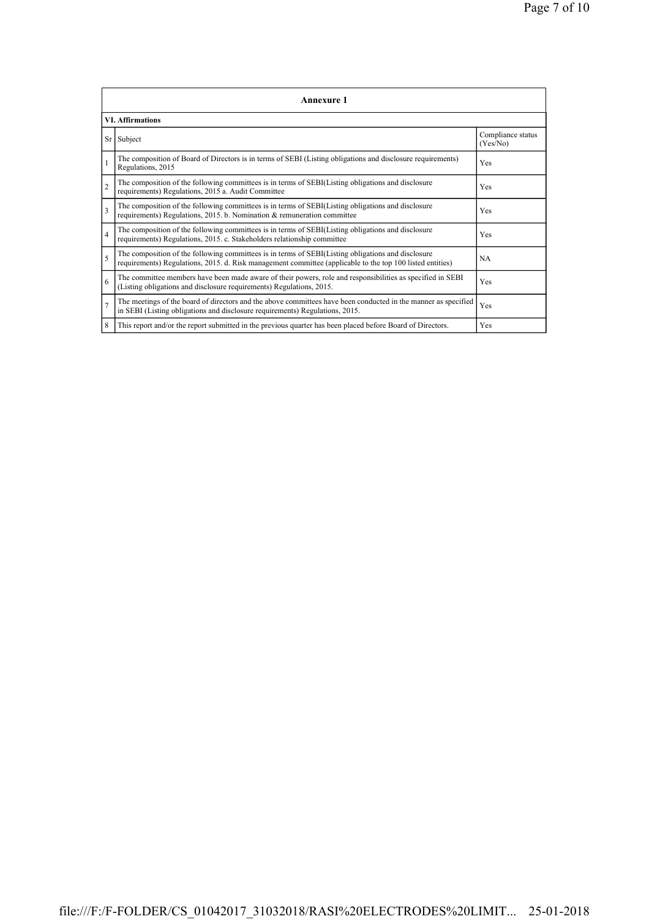## Annexure 1

### VI. Affirmations

| Sr | Subject | Compliance status (Yes/No) |
|---|---|---|
| 1 | The composition of Board of Directors is in terms of SEBI (Listing obligations and disclosure requirements) Regulations, 2015 | Yes |
| 2 | The composition of the following committees is in terms of SEBI(Listing obligations and disclosure requirements) Regulations, 2015 a. Audit Committee | Yes |
| 3 | The composition of the following committees is in terms of SEBI(Listing obligations and disclosure requirements) Regulations, 2015. b. Nomination & remuneration committee | Yes |
| 4 | The composition of the following committees is in terms of SEBI(Listing obligations and disclosure requirements) Regulations, 2015. c. Stakeholders relationship committee | Yes |
| 5 | The composition of the following committees is in terms of SEBI(Listing obligations and disclosure requirements) Regulations, 2015. d. Risk management committee (applicable to the top 100 listed entities) | NA |
| 6 | The committee members have been made aware of their powers, role and responsibilities as specified in SEBI (Listing obligations and disclosure requirements) Regulations, 2015. | Yes |
| 7 | The meetings of the board of directors and the above committees have been conducted in the manner as specified in SEBI (Listing obligations and disclosure requirements) Regulations, 2015. | Yes |
| 8 | This report and/or the report submitted in the previous quarter has been placed before Board of Directors. | Yes |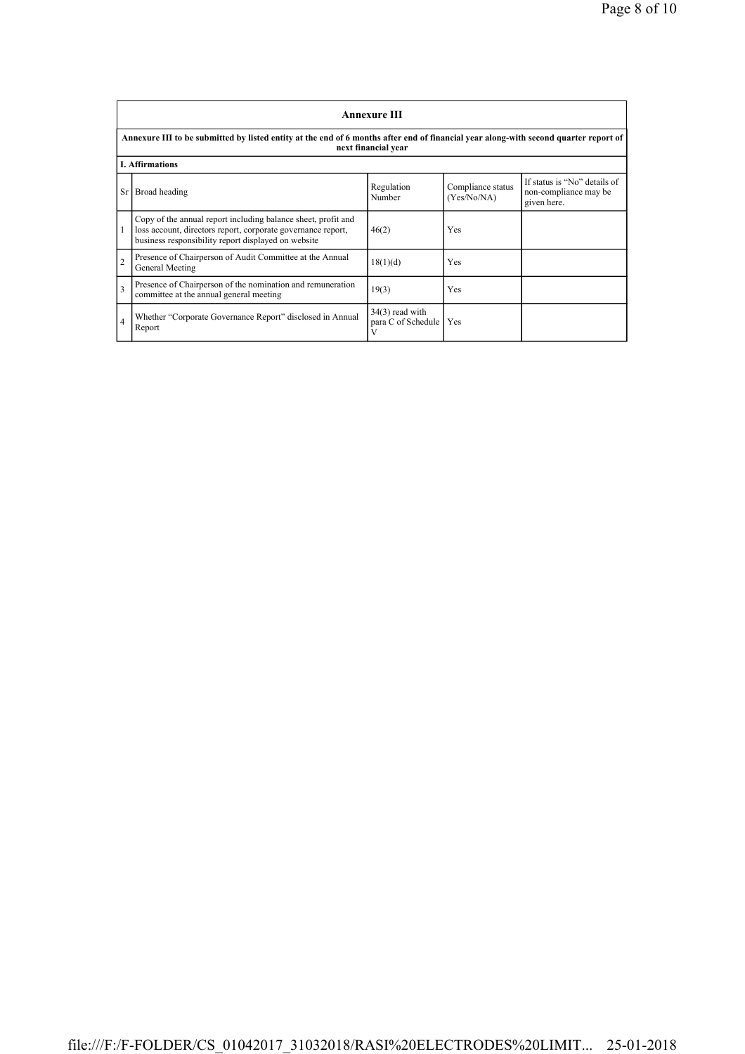## Annexure III

**Annexure III to be submitted by listed entity at the end of 6 months after end of financial year along-with second quarter report of next financial year**

**I. Affirmations**

| Sr | Broad heading | Regulation Number | Compliance status (Yes/No/NA) | If status is "No" details of non-compliance may be given here. |
|---|---|---|---|---|
| 1 | Copy of the annual report including balance sheet, profit and loss account, directors report, corporate governance report, business responsibility report displayed on website | 46(2) | Yes | |
| 2 | Presence of Chairperson of Audit Committee at the Annual General Meeting | 18(1)(d) | Yes | |
| 3 | Presence of Chairperson of the nomination and remuneration committee at the annual general meeting | 19(3) | Yes | |
| 4 | Whether "Corporate Governance Report" disclosed in Annual Report | 34(3) read with para C of Schedule V | Yes | |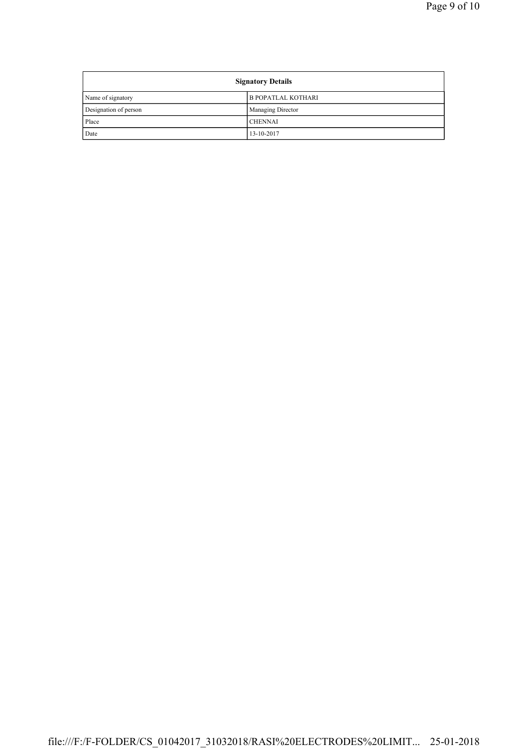| Signatory Details | |
| --- | --- |
| Name of signatory | B POPATLAL KOTHARI |
| Designation of person | Managing Director |
| Place | CHENNAI |
| Date | 13-10-2017 |